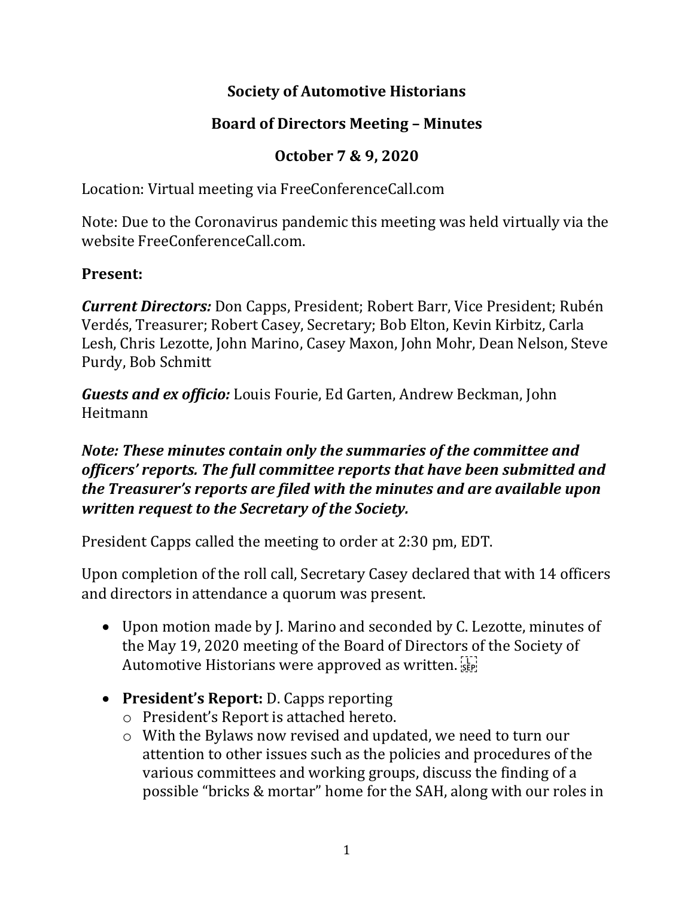# Society of Automotive Historians

## Board of Directors Meeting – Minutes

## October 7 & 9, 2020

Location: Virtual meeting via FreeConferenceCall.com

Note: Due to the Coronavirus pandemic this meeting was held virtually via the website FreeConferenceCall.com.

### Present:

***Current Directors:*** Don Capps, President; Robert Barr, Vice President; Rubén Verdés, Treasurer; Robert Casey, Secretary; Bob Elton, Kevin Kirbitz, Carla Lesh, Chris Lezotte, John Marino, Casey Maxon, John Mohr, Dean Nelson, Steve Purdy, Bob Schmitt

***Guests and ex officio:*** Louis Fourie, Ed Garten, Andrew Beckman, John Heitmann

***Note: These minutes contain only the summaries of the committee and officers' reports. The full committee reports that have been submitted and the Treasurer's reports are filed with the minutes and are available upon written request to the Secretary of the Society.***

President Capps called the meeting to order at 2:30 pm, EDT.

Upon completion of the roll call, Secretary Casey declared that with 14 officers and directors in attendance a quorum was present.

- Upon motion made by J. Marino and seconded by C. Lezotte, minutes of the May 19, 2020 meeting of the Board of Directors of the Society of Automotive Historians were approved as written.
- **President's Report:** D. Capps reporting
  - President's Report is attached hereto.
  - With the Bylaws now revised and updated, we need to turn our attention to other issues such as the policies and procedures of the various committees and working groups, discuss the finding of a possible "bricks & mortar" home for the SAH, along with our roles in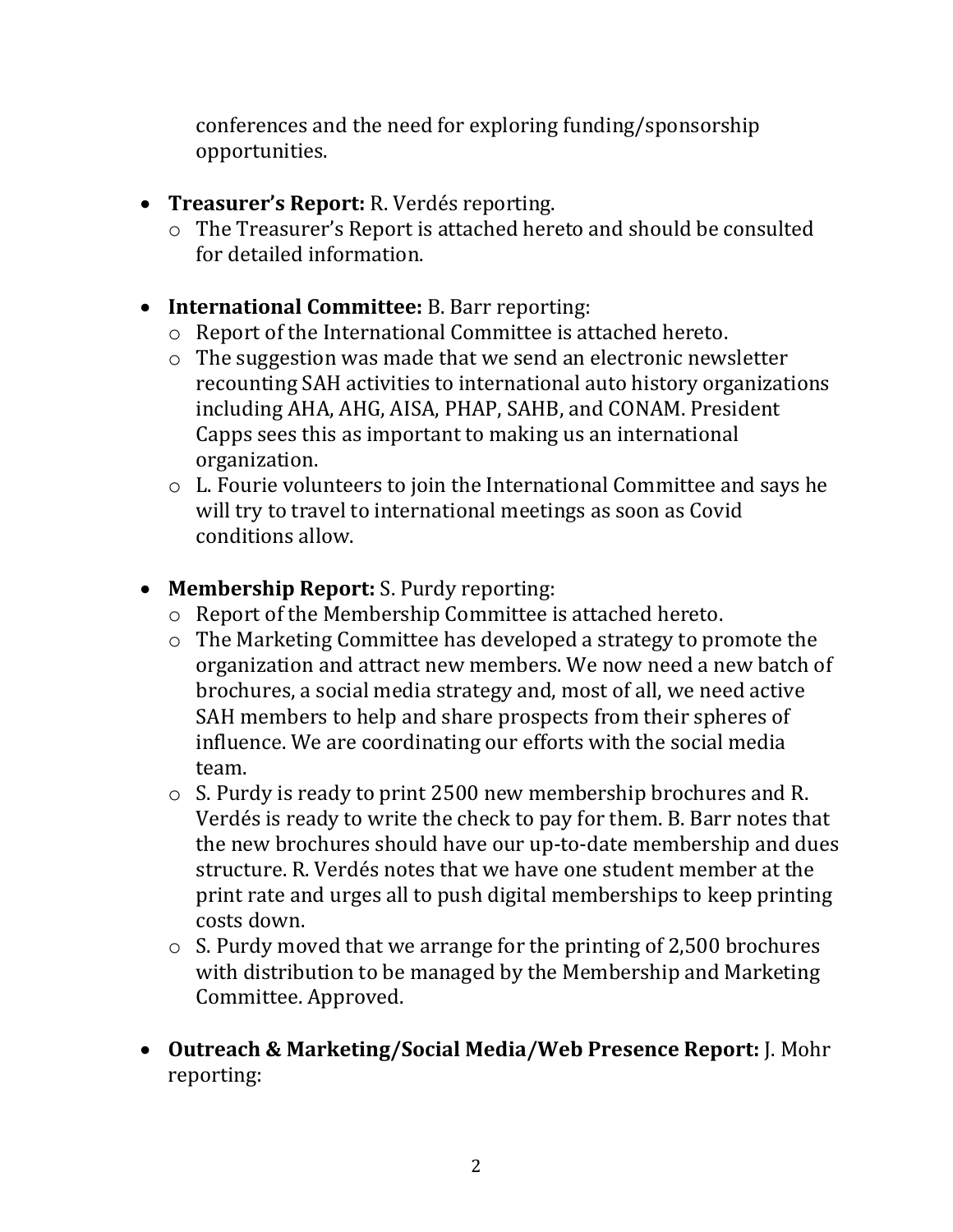conferences and the need for exploring funding/sponsorship opportunities.

- **Treasurer's Report:** R. Verdés reporting.
  - The Treasurer's Report is attached hereto and should be consulted for detailed information.

- **International Committee:** B. Barr reporting:
  - Report of the International Committee is attached hereto.
  - The suggestion was made that we send an electronic newsletter recounting SAH activities to international auto history organizations including AHA, AHG, AISA, PHAP, SAHB, and CONAM. President Capps sees this as important to making us an international organization.
  - L. Fourie volunteers to join the International Committee and says he will try to travel to international meetings as soon as Covid conditions allow.

- **Membership Report:** S. Purdy reporting:
  - Report of the Membership Committee is attached hereto.
  - The Marketing Committee has developed a strategy to promote the organization and attract new members. We now need a new batch of brochures, a social media strategy and, most of all, we need active SAH members to help and share prospects from their spheres of influence. We are coordinating our efforts with the social media team.
  - S. Purdy is ready to print 2500 new membership brochures and R. Verdés is ready to write the check to pay for them. B. Barr notes that the new brochures should have our up-to-date membership and dues structure. R. Verdés notes that we have one student member at the print rate and urges all to push digital memberships to keep printing costs down.
  - S. Purdy moved that we arrange for the printing of 2,500 brochures with distribution to be managed by the Membership and Marketing Committee. Approved.

- **Outreach & Marketing/Social Media/Web Presence Report:** J. Mohr reporting: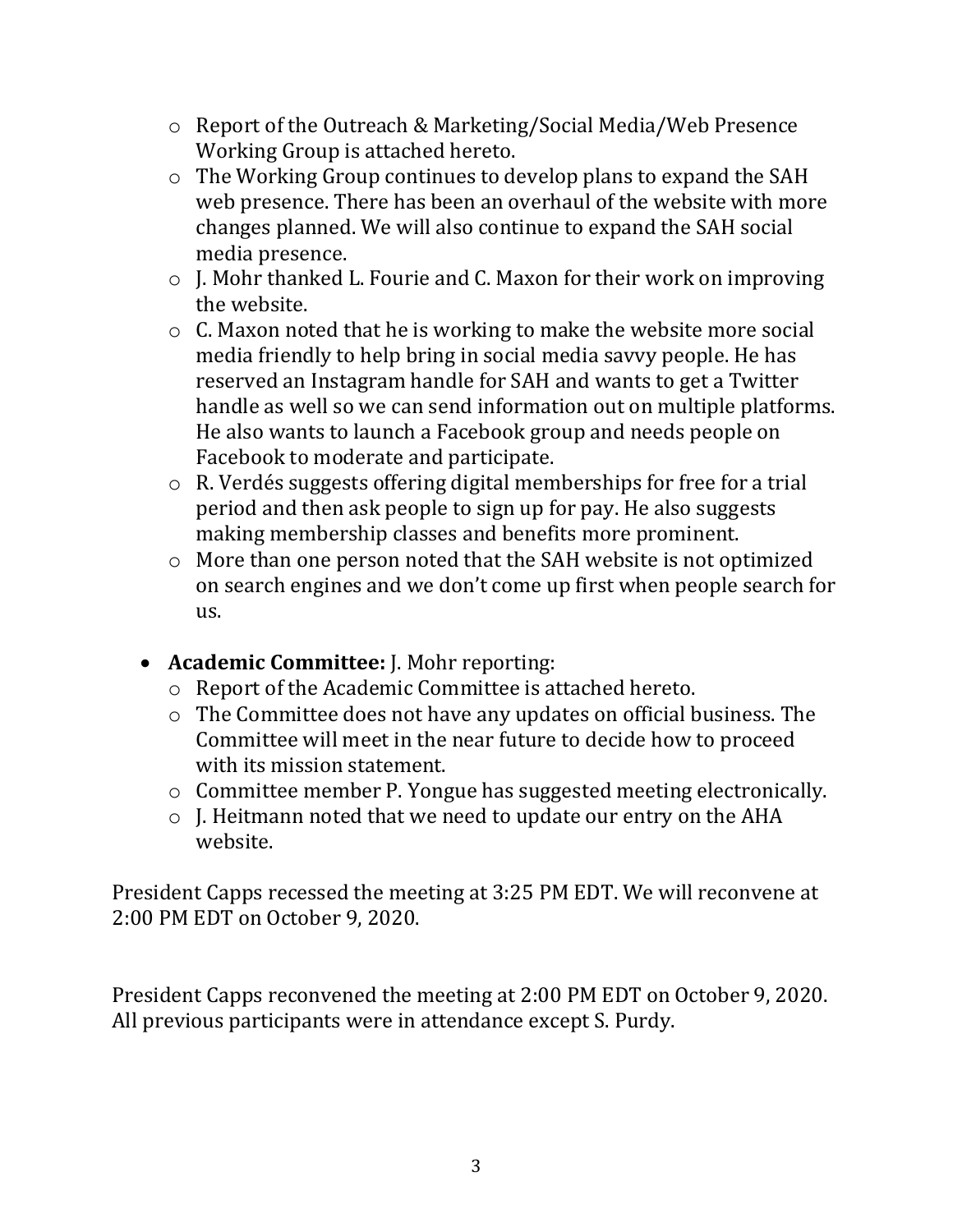- Report of the Outreach & Marketing/Social Media/Web Presence Working Group is attached hereto.
- The Working Group continues to develop plans to expand the SAH web presence. There has been an overhaul of the website with more changes planned. We will also continue to expand the SAH social media presence.
- J. Mohr thanked L. Fourie and C. Maxon for their work on improving the website.
- C. Maxon noted that he is working to make the website more social media friendly to help bring in social media savvy people. He has reserved an Instagram handle for SAH and wants to get a Twitter handle as well so we can send information out on multiple platforms. He also wants to launch a Facebook group and needs people on Facebook to moderate and participate.
- R. Verdés suggests offering digital memberships for free for a trial period and then ask people to sign up for pay. He also suggests making membership classes and benefits more prominent.
- More than one person noted that the SAH website is not optimized on search engines and we don't come up first when people search for us.

- **Academic Committee:** J. Mohr reporting:
  - Report of the Academic Committee is attached hereto.
  - The Committee does not have any updates on official business. The Committee will meet in the near future to decide how to proceed with its mission statement.
  - Committee member P. Yongue has suggested meeting electronically.
  - J. Heitmann noted that we need to update our entry on the AHA website.

President Capps recessed the meeting at 3:25 PM EDT. We will reconvene at 2:00 PM EDT on October 9, 2020.

President Capps reconvened the meeting at 2:00 PM EDT on October 9, 2020. All previous participants were in attendance except S. Purdy.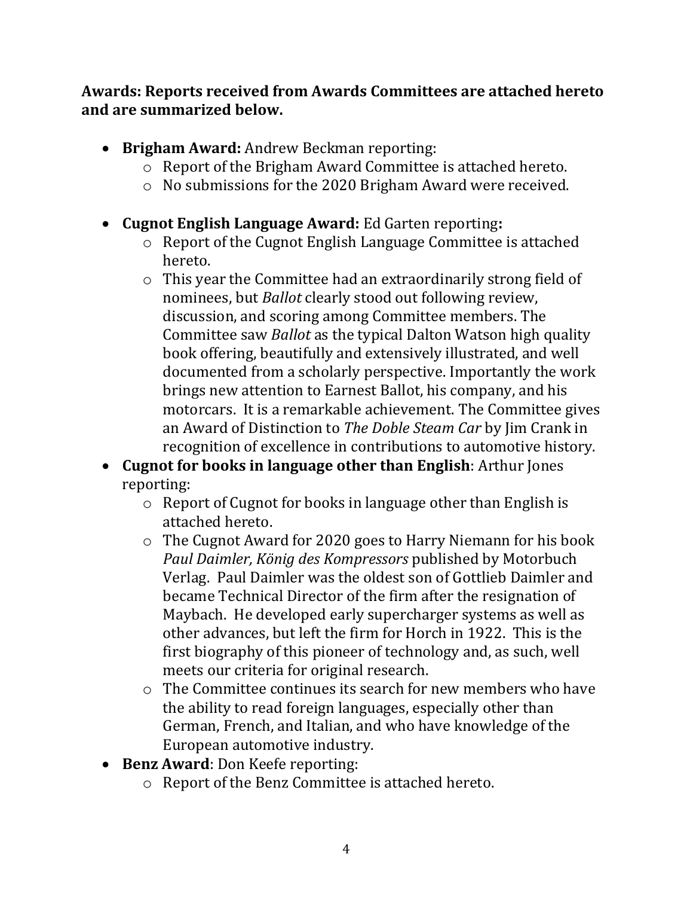**Awards: Reports received from Awards Committees are attached hereto and are summarized below.**

- **Brigham Award:** Andrew Beckman reporting:
  - Report of the Brigham Award Committee is attached hereto.
  - No submissions for the 2020 Brigham Award were received.

- **Cugnot English Language Award:** Ed Garten reporting**:**
  - Report of the Cugnot English Language Committee is attached hereto.
  - This year the Committee had an extraordinarily strong field of nominees, but *Ballot* clearly stood out following review, discussion, and scoring among Committee members. The Committee saw *Ballot* as the typical Dalton Watson high quality book offering, beautifully and extensively illustrated, and well documented from a scholarly perspective. Importantly the work brings new attention to Earnest Ballot, his company, and his motorcars. It is a remarkable achievement. The Committee gives an Award of Distinction to *The Doble Steam Car* by Jim Crank in recognition of excellence in contributions to automotive history.
- **Cugnot for books in language other than English**: Arthur Jones reporting:
  - Report of Cugnot for books in language other than English is attached hereto.
  - The Cugnot Award for 2020 goes to Harry Niemann for his book *Paul Daimler, König des Kompressors* published by Motorbuch Verlag. Paul Daimler was the oldest son of Gottlieb Daimler and became Technical Director of the firm after the resignation of Maybach. He developed early supercharger systems as well as other advances, but left the firm for Horch in 1922. This is the first biography of this pioneer of technology and, as such, well meets our criteria for original research.
  - The Committee continues its search for new members who have the ability to read foreign languages, especially other than German, French, and Italian, and who have knowledge of the European automotive industry.
- **Benz Award**: Don Keefe reporting:
  - Report of the Benz Committee is attached hereto.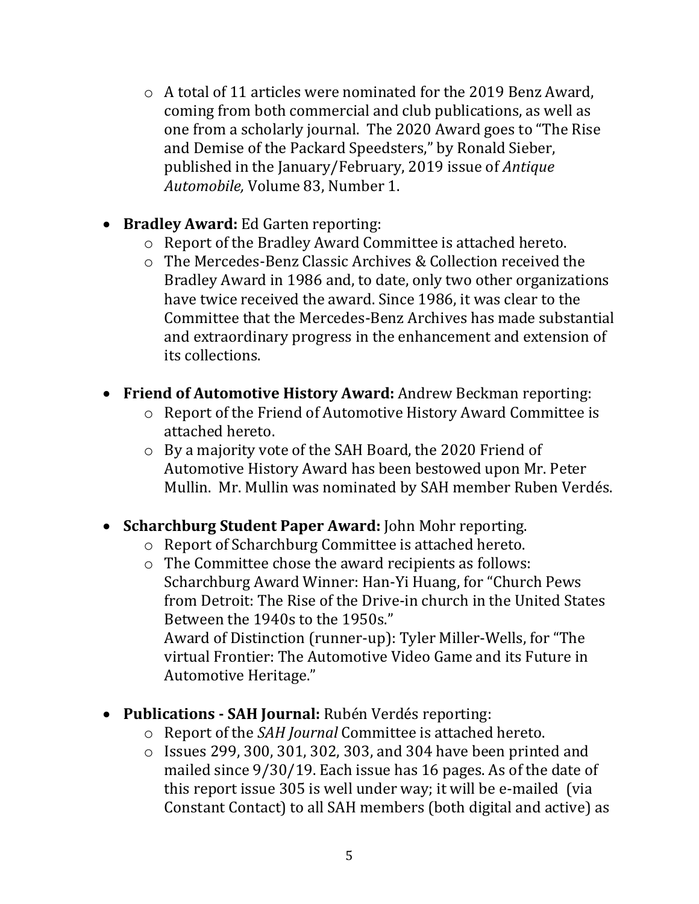- A total of 11 articles were nominated for the 2019 Benz Award, coming from both commercial and club publications, as well as one from a scholarly journal. The 2020 Award goes to "The Rise and Demise of the Packard Speedsters," by Ronald Sieber, published in the January/February, 2019 issue of *Antique Automobile,* Volume 83, Number 1.

- **Bradley Award:** Ed Garten reporting:
  - Report of the Bradley Award Committee is attached hereto.
  - The Mercedes-Benz Classic Archives & Collection received the Bradley Award in 1986 and, to date, only two other organizations have twice received the award. Since 1986, it was clear to the Committee that the Mercedes-Benz Archives has made substantial and extraordinary progress in the enhancement and extension of its collections.

- **Friend of Automotive History Award:** Andrew Beckman reporting:
  - Report of the Friend of Automotive History Award Committee is attached hereto.
  - By a majority vote of the SAH Board, the 2020 Friend of Automotive History Award has been bestowed upon Mr. Peter Mullin. Mr. Mullin was nominated by SAH member Ruben Verdés.

- **Scharchburg Student Paper Award:** John Mohr reporting.
  - Report of Scharchburg Committee is attached hereto.
  - The Committee chose the award recipients as follows:
    Scharchburg Award Winner: Han-Yi Huang, for "Church Pews from Detroit: The Rise of the Drive-in church in the United States Between the 1940s to the 1950s."
    Award of Distinction (runner-up): Tyler Miller-Wells, for "The virtual Frontier: The Automotive Video Game and its Future in Automotive Heritage."

- **Publications - SAH Journal:** Rubén Verdés reporting:
  - Report of the *SAH Journal* Committee is attached hereto.
  - Issues 299, 300, 301, 302, 303, and 304 have been printed and mailed since 9/30/19. Each issue has 16 pages. As of the date of this report issue 305 is well under way; it will be e-mailed (via Constant Contact) to all SAH members (both digital and active) as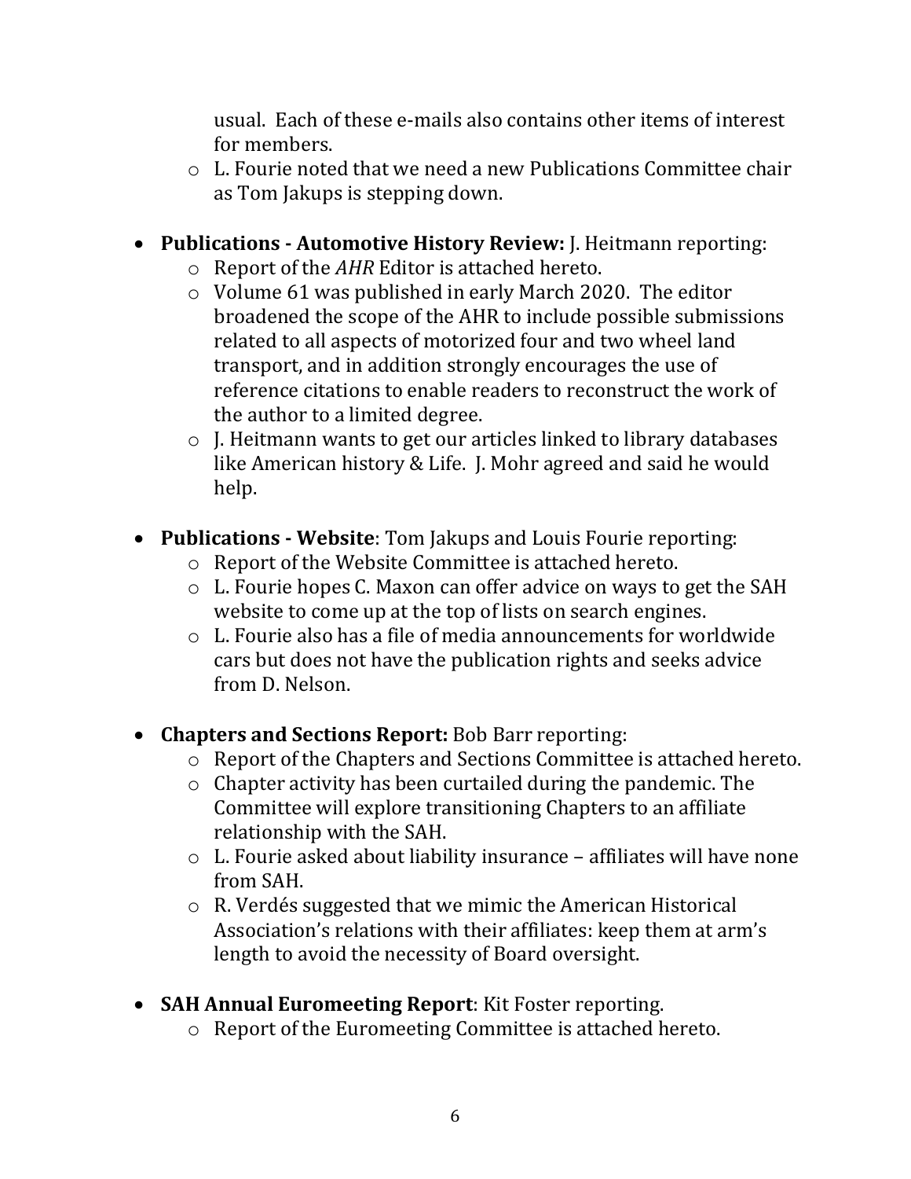usual. Each of these e-mails also contains other items of interest for members.

- L. Fourie noted that we need a new Publications Committee chair as Tom Jakups is stepping down.

- **Publications - Automotive History Review:** J. Heitmann reporting:
  - Report of the *AHR* Editor is attached hereto.
  - Volume 61 was published in early March 2020. The editor broadened the scope of the AHR to include possible submissions related to all aspects of motorized four and two wheel land transport, and in addition strongly encourages the use of reference citations to enable readers to reconstruct the work of the author to a limited degree.
  - J. Heitmann wants to get our articles linked to library databases like American history & Life. J. Mohr agreed and said he would help.

- **Publications - Website**: Tom Jakups and Louis Fourie reporting:
  - Report of the Website Committee is attached hereto.
  - L. Fourie hopes C. Maxon can offer advice on ways to get the SAH website to come up at the top of lists on search engines.
  - L. Fourie also has a file of media announcements for worldwide cars but does not have the publication rights and seeks advice from D. Nelson.

- **Chapters and Sections Report:** Bob Barr reporting:
  - Report of the Chapters and Sections Committee is attached hereto.
  - Chapter activity has been curtailed during the pandemic. The Committee will explore transitioning Chapters to an affiliate relationship with the SAH.
  - L. Fourie asked about liability insurance – affiliates will have none from SAH.
  - R. Verdés suggested that we mimic the American Historical Association's relations with their affiliates: keep them at arm's length to avoid the necessity of Board oversight.

- **SAH Annual Euromeeting Report**: Kit Foster reporting.
  - Report of the Euromeeting Committee is attached hereto.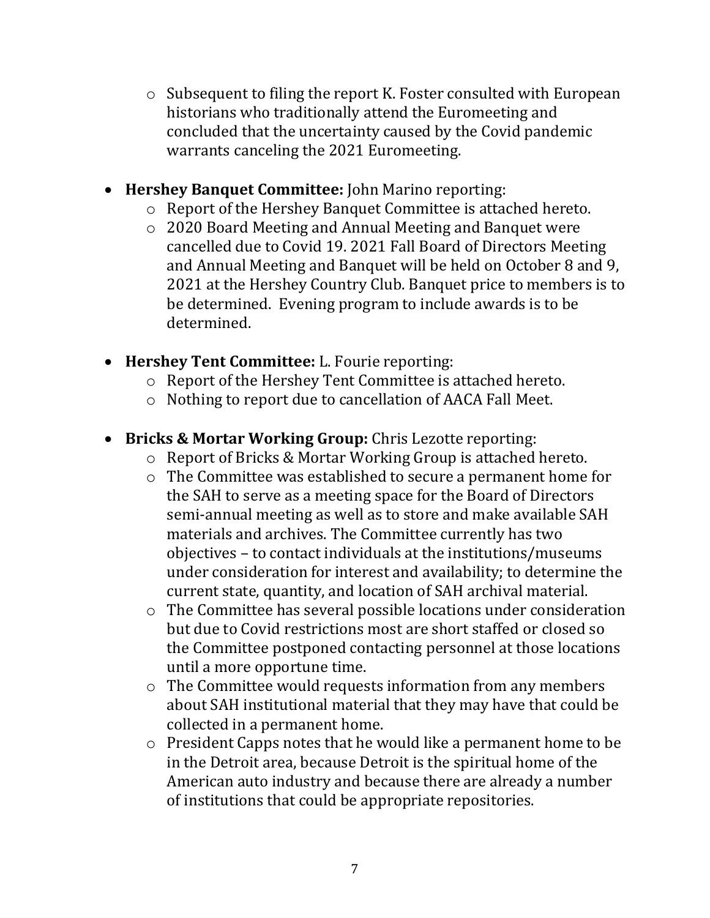- Subsequent to filing the report K. Foster consulted with European historians who traditionally attend the Eurometeing and concluded that the uncertainty caused by the Covid pandemic warrants canceling the 2021 Euromeeting.

- **Hershey Banquet Committee:** John Marino reporting:
  - Report of the Hershey Banquet Committee is attached hereto.
  - 2020 Board Meeting and Annual Meeting and Banquet were cancelled due to Covid 19. 2021 Fall Board of Directors Meeting and Annual Meeting and Banquet will be held on October 8 and 9, 2021 at the Hershey Country Club. Banquet price to members is to be determined. Evening program to include awards is to be determined.

- **Hershey Tent Committee:** L. Fourie reporting:
  - Report of the Hershey Tent Committee is attached hereto.
  - Nothing to report due to cancellation of AACA Fall Meet.

- **Bricks & Mortar Working Group:** Chris Lezotte reporting:
  - Report of Bricks & Mortar Working Group is attached hereto.
  - The Committee was established to secure a permanent home for the SAH to serve as a meeting space for the Board of Directors semi-annual meeting as well as to store and make available SAH materials and archives. The Committee currently has two objectives – to contact individuals at the institutions/museums under consideration for interest and availability; to determine the current state, quantity, and location of SAH archival material.
  - The Committee has several possible locations under consideration but due to Covid restrictions most are short staffed or closed so the Committee postponed contacting personnel at those locations until a more opportune time.
  - The Committee would requests information from any members about SAH institutional material that they may have that could be collected in a permanent home.
  - President Capps notes that he would like a permanent home to be in the Detroit area, because Detroit is the spiritual home of the American auto industry and because there are already a number of institutions that could be appropriate repositories.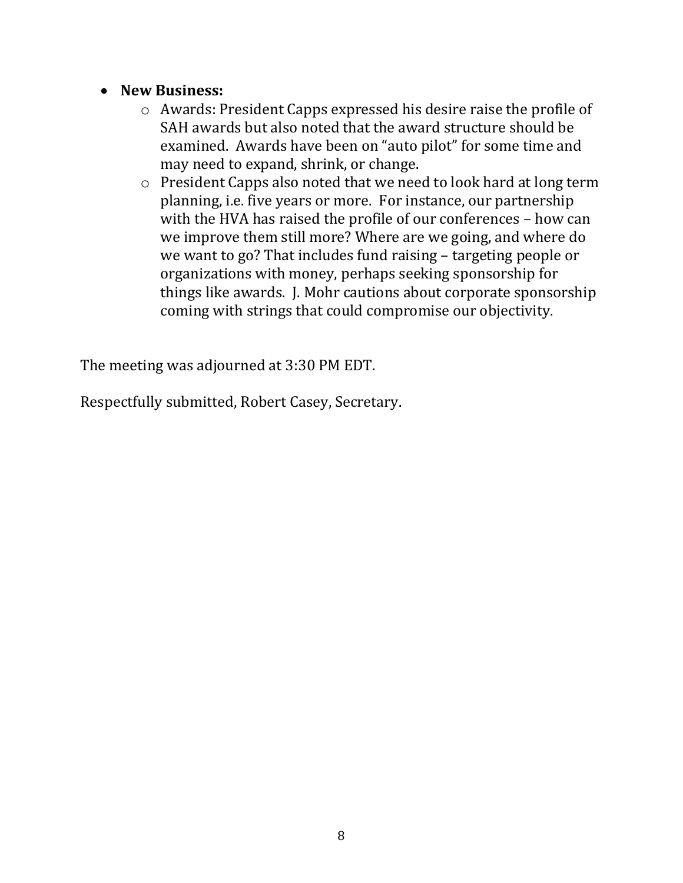- **New Business:**
    - Awards: President Capps expressed his desire raise the profile of SAH awards but also noted that the award structure should be examined. Awards have been on "auto pilot" for some time and may need to expand, shrink, or change.
    - President Capps also noted that we need to look hard at long term planning, i.e. five years or more. For instance, our partnership with the HVA has raised the profile of our conferences – how can we improve them still more? Where are we going, and where do we want to go? That includes fund raising – targeting people or organizations with money, perhaps seeking sponsorship for things like awards. J. Mohr cautions about corporate sponsorship coming with strings that could compromise our objectivity.

The meeting was adjourned at 3:30 PM EDT.

Respectfully submitted, Robert Casey, Secretary.